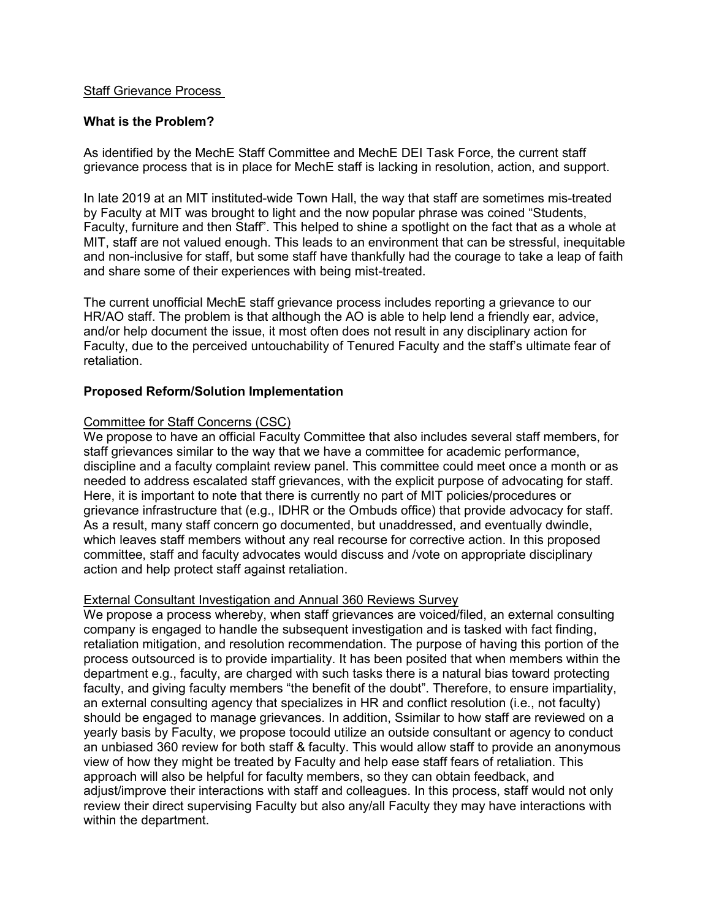Staff Grievance Process

**What is the Problem?**

As identified by the MechE Staff Committee and MechE DEI Task Force, the current staff grievance process that is in place for MechE staff is lacking in resolution, action, and support.

In late 2019 at an MIT instituted-wide Town Hall, the way that staff are sometimes mis-treated by Faculty at MIT was brought to light and the now popular phrase was coined "Students, Faculty, furniture and then Staff". This helped to shine a spotlight on the fact that as a whole at MIT, staff are not valued enough. This leads to an environment that can be stressful, inequitable and non-inclusive for staff, but some staff have thankfully had the courage to take a leap of faith and share some of their experiences with being mist-treated.

The current unofficial MechE staff grievance process includes reporting a grievance to our HR/AO staff. The problem is that although the AO is able to help lend a friendly ear, advice, and/or help document the issue, it most often does not result in any disciplinary action for Faculty, due to the perceived untouchability of Tenured Faculty and the staff's ultimate fear of retaliation.

**Proposed Reform/Solution Implementation**

Committee for Staff Concerns (CSC)

We propose to have an official Faculty Committee that also includes several staff members, for staff grievances similar to the way that we have a committee for academic performance, discipline and a faculty complaint review panel. This committee could meet once a month or as needed to address escalated staff grievances, with the explicit purpose of advocating for staff. Here, it is important to note that there is currently no part of MIT policies/procedures or grievance infrastructure that (e.g., IDHR or the Ombuds office) that provide advocacy for staff. As a result, many staff concern go documented, but unaddressed, and eventually dwindle, which leaves staff members without any real recourse for corrective action. In this proposed committee, staff and faculty advocates would discuss and /vote on appropriate disciplinary action and help protect staff against retaliation.

External Consultant Investigation and Annual 360 Reviews Survey

We propose a process whereby, when staff grievances are voiced/filed, an external consulting company is engaged to handle the subsequent investigation and is tasked with fact finding, retaliation mitigation, and resolution recommendation. The purpose of having this portion of the process outsourced is to provide impartiality. It has been posited that when members within the department e.g., faculty, are charged with such tasks there is a natural bias toward protecting faculty, and giving faculty members "the benefit of the doubt". Therefore, to ensure impartiality, an external consulting agency that specializes in HR and conflict resolution (i.e., not faculty) should be engaged to manage grievances. In addition, Ssimilar to how staff are reviewed on a yearly basis by Faculty, we propose tocould utilize an outside consultant or agency to conduct an unbiased 360 review for both staff & faculty. This would allow staff to provide an anonymous view of how they might be treated by Faculty and help ease staff fears of retaliation. This approach will also be helpful for faculty members, so they can obtain feedback, and adjust/improve their interactions with staff and colleagues. In this process, staff would not only review their direct supervising Faculty but also any/all Faculty they may have interactions with within the department.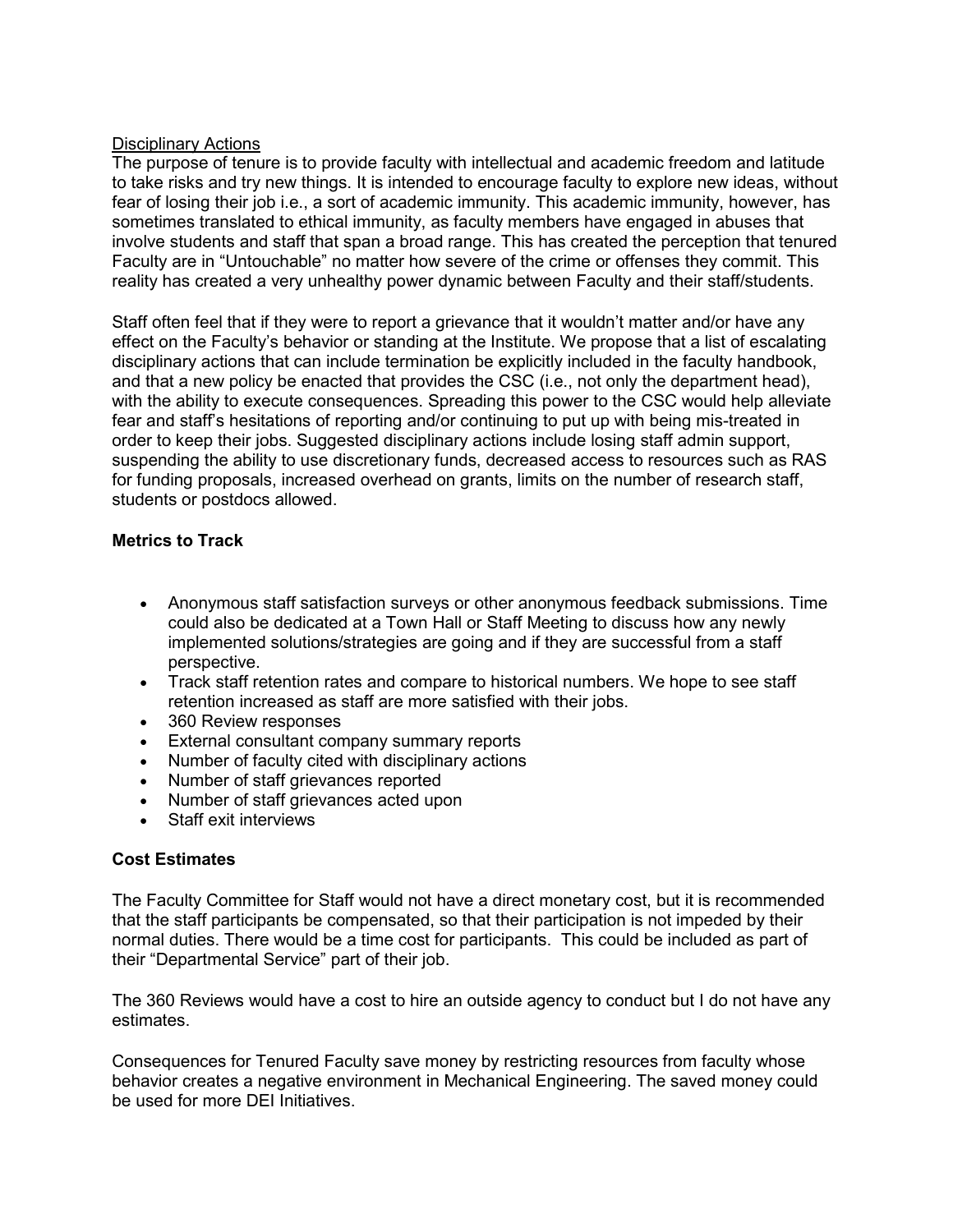Disciplinary Actions

The purpose of tenure is to provide faculty with intellectual and academic freedom and latitude to take risks and try new things. It is intended to encourage faculty to explore new ideas, without fear of losing their job i.e., a sort of academic immunity. This academic immunity, however, has sometimes translated to ethical immunity, as faculty members have engaged in abuses that involve students and staff that span a broad range. This has created the perception that tenured Faculty are in "Untouchable" no matter how severe of the crime or offenses they commit. This reality has created a very unhealthy power dynamic between Faculty and their staff/students.

Staff often feel that if they were to report a grievance that it wouldn't matter and/or have any effect on the Faculty's behavior or standing at the Institute. We propose that a list of escalating disciplinary actions that can include termination be explicitly included in the faculty handbook, and that a new policy be enacted that provides the CSC (i.e., not only the department head), with the ability to execute consequences. Spreading this power to the CSC would help alleviate fear and staff's hesitations of reporting and/or continuing to put up with being mis-treated in order to keep their jobs. Suggested disciplinary actions include losing staff admin support, suspending the ability to use discretionary funds, decreased access to resources such as RAS for funding proposals, increased overhead on grants, limits on the number of research staff, students or postdocs allowed.

**Metrics to Track**

- Anonymous staff satisfaction surveys or other anonymous feedback submissions. Time could also be dedicated at a Town Hall or Staff Meeting to discuss how any newly implemented solutions/strategies are going and if they are successful from a staff perspective.
- Track staff retention rates and compare to historical numbers. We hope to see staff retention increased as staff are more satisfied with their jobs.
- 360 Review responses
- External consultant company summary reports
- Number of faculty cited with disciplinary actions
- Number of staff grievances reported
- Number of staff grievances acted upon
- Staff exit interviews

**Cost Estimates**

The Faculty Committee for Staff would not have a direct monetary cost, but it is recommended that the staff participants be compensated, so that their participation is not impeded by their normal duties. There would be a time cost for participants. This could be included as part of their "Departmental Service" part of their job.

The 360 Reviews would have a cost to hire an outside agency to conduct but I do not have any estimates.

Consequences for Tenured Faculty save money by restricting resources from faculty whose behavior creates a negative environment in Mechanical Engineering. The saved money could be used for more DEI Initiatives.